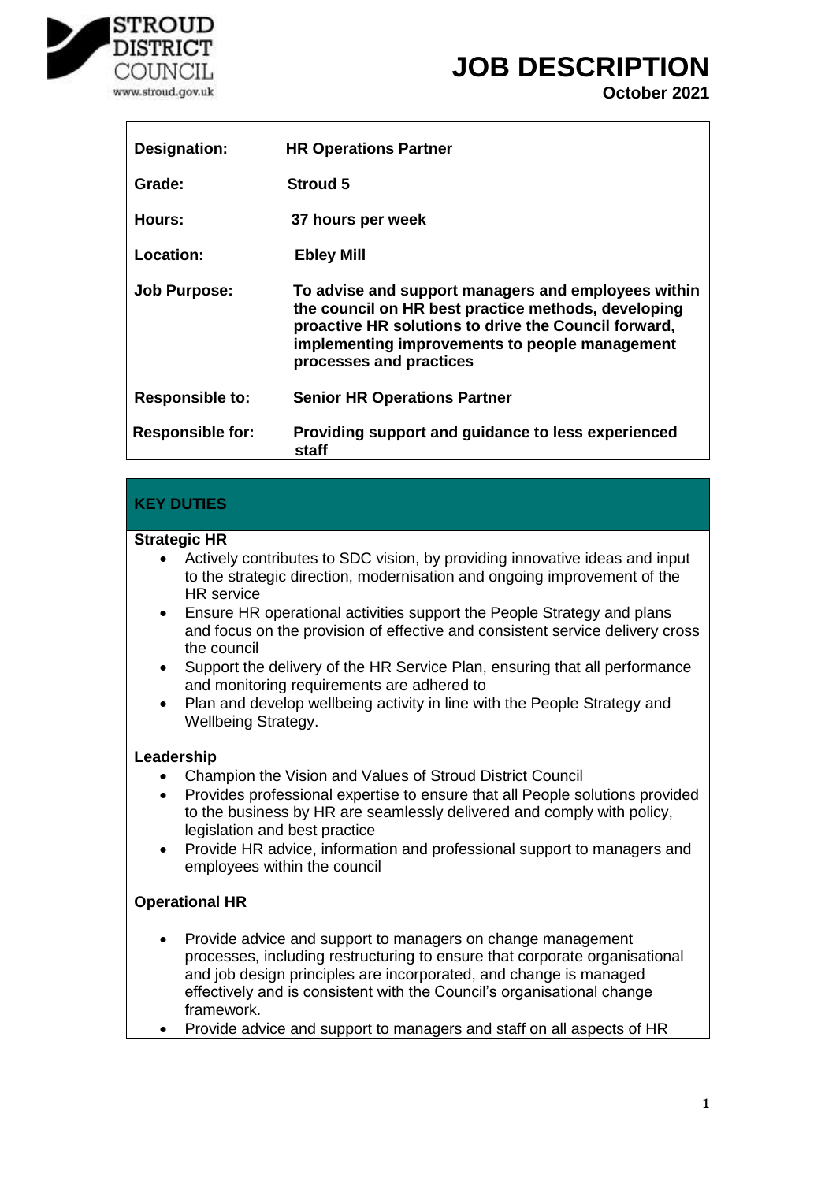# JOB DESCRIPTION

**October 2021**

| | |
|---|---|
| **Designation:** | **HR Operations Partner** |
| **Grade:** | **Stroud 5** |
| **Hours:** | **37 hours per week** |
| **Location:** | **Ebley Mill** |
| **Job Purpose:** | **To advise and support managers and employees within the council on HR best practice methods, developing proactive HR solutions to drive the Council forward, implementing improvements to people management processes and practices** |
| **Responsible to:** | **Senior HR Operations Partner** |
| **Responsible for:** | **Providing support and guidance to less experienced staff** |

## KEY DUTIES

### Strategic HR

- Actively contributes to SDC vision, by providing innovative ideas and input to the strategic direction, modernisation and ongoing improvement of the HR service
- Ensure HR operational activities support the People Strategy and plans and focus on the provision of effective and consistent service delivery cross the council
- Support the delivery of the HR Service Plan, ensuring that all performance and monitoring requirements are adhered to
- Plan and develop wellbeing activity in line with the People Strategy and Wellbeing Strategy.

### Leadership

- Champion the Vision and Values of Stroud District Council
- Provides professional expertise to ensure that all People solutions provided to the business by HR are seamlessly delivered and comply with policy, legislation and best practice
- Provide HR advice, information and professional support to managers and employees within the council

### Operational HR

- Provide advice and support to managers on change management processes, including restructuring to ensure that corporate organisational and job design principles are incorporated, and change is managed effectively and is consistent with the Council's organisational change framework.
- Provide advice and support to managers and staff on all aspects of HR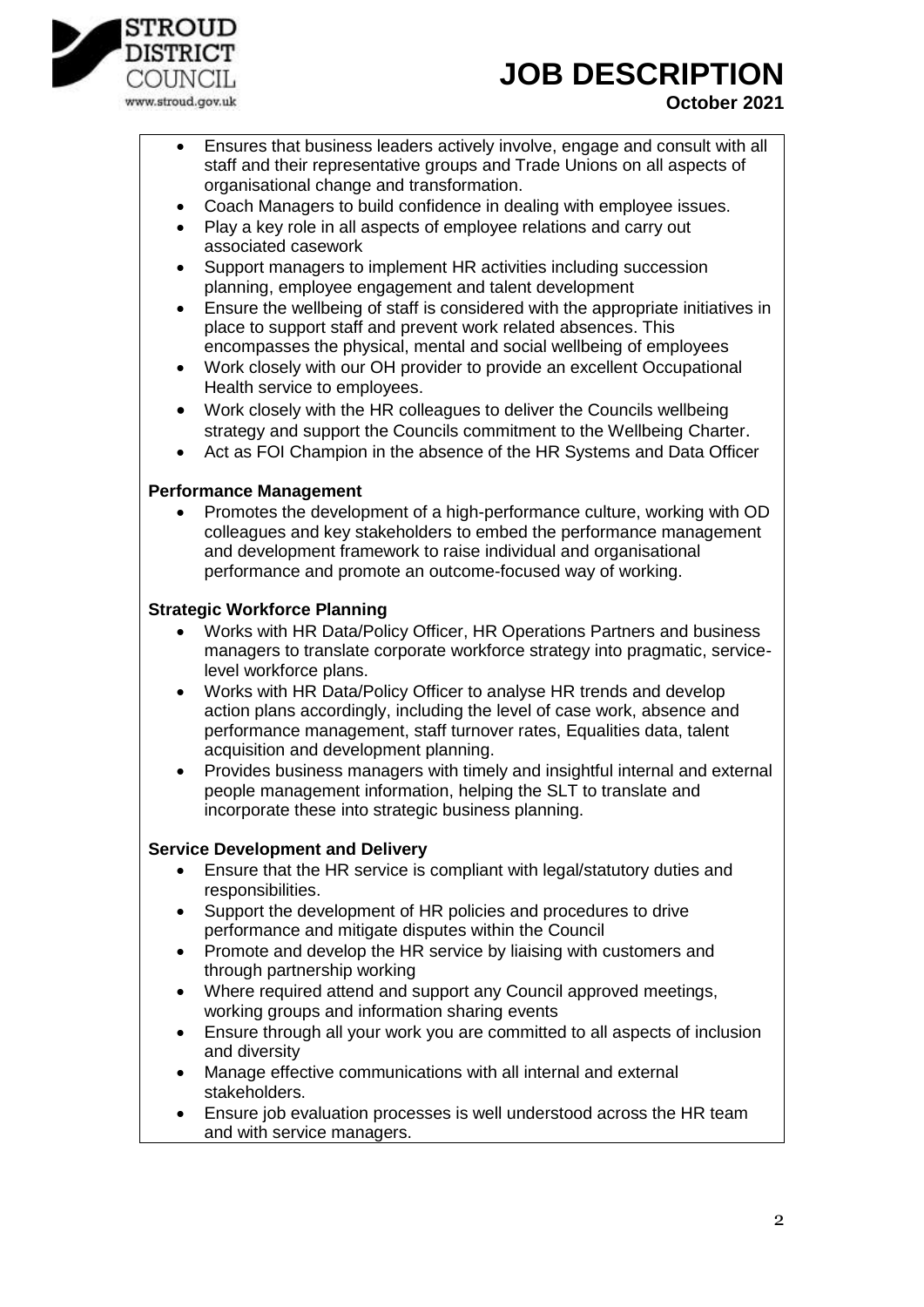- Ensures that business leaders actively involve, engage and consult with all staff and their representative groups and Trade Unions on all aspects of organisational change and transformation.
- Coach Managers to build confidence in dealing with employee issues.
- Play a key role in all aspects of employee relations and carry out associated casework
- Support managers to implement HR activities including succession planning, employee engagement and talent development
- Ensure the wellbeing of staff is considered with the appropriate initiatives in place to support staff and prevent work related absences. This encompasses the physical, mental and social wellbeing of employees
- Work closely with our OH provider to provide an excellent Occupational Health service to employees.
- Work closely with the HR colleagues to deliver the Councils wellbeing strategy and support the Councils commitment to the Wellbeing Charter.
- Act as FOI Champion in the absence of the HR Systems and Data Officer

**Performance Management**

- Promotes the development of a high-performance culture, working with OD colleagues and key stakeholders to embed the performance management and development framework to raise individual and organisational performance and promote an outcome-focused way of working.

**Strategic Workforce Planning**

- Works with HR Data/Policy Officer, HR Operations Partners and business managers to translate corporate workforce strategy into pragmatic, service-level workforce plans.
- Works with HR Data/Policy Officer to analyse HR trends and develop action plans accordingly, including the level of case work, absence and performance management, staff turnover rates, Equalities data, talent acquisition and development planning.
- Provides business managers with timely and insightful internal and external people management information, helping the SLT to translate and incorporate these into strategic business planning.

**Service Development and Delivery**

- Ensure that the HR service is compliant with legal/statutory duties and responsibilities.
- Support the development of HR policies and procedures to drive performance and mitigate disputes within the Council
- Promote and develop the HR service by liaising with customers and through partnership working
- Where required attend and support any Council approved meetings, working groups and information sharing events
- Ensure through all your work you are committed to all aspects of inclusion and diversity
- Manage effective communications with all internal and external stakeholders.
- Ensure job evaluation processes is well understood across the HR team and with service managers.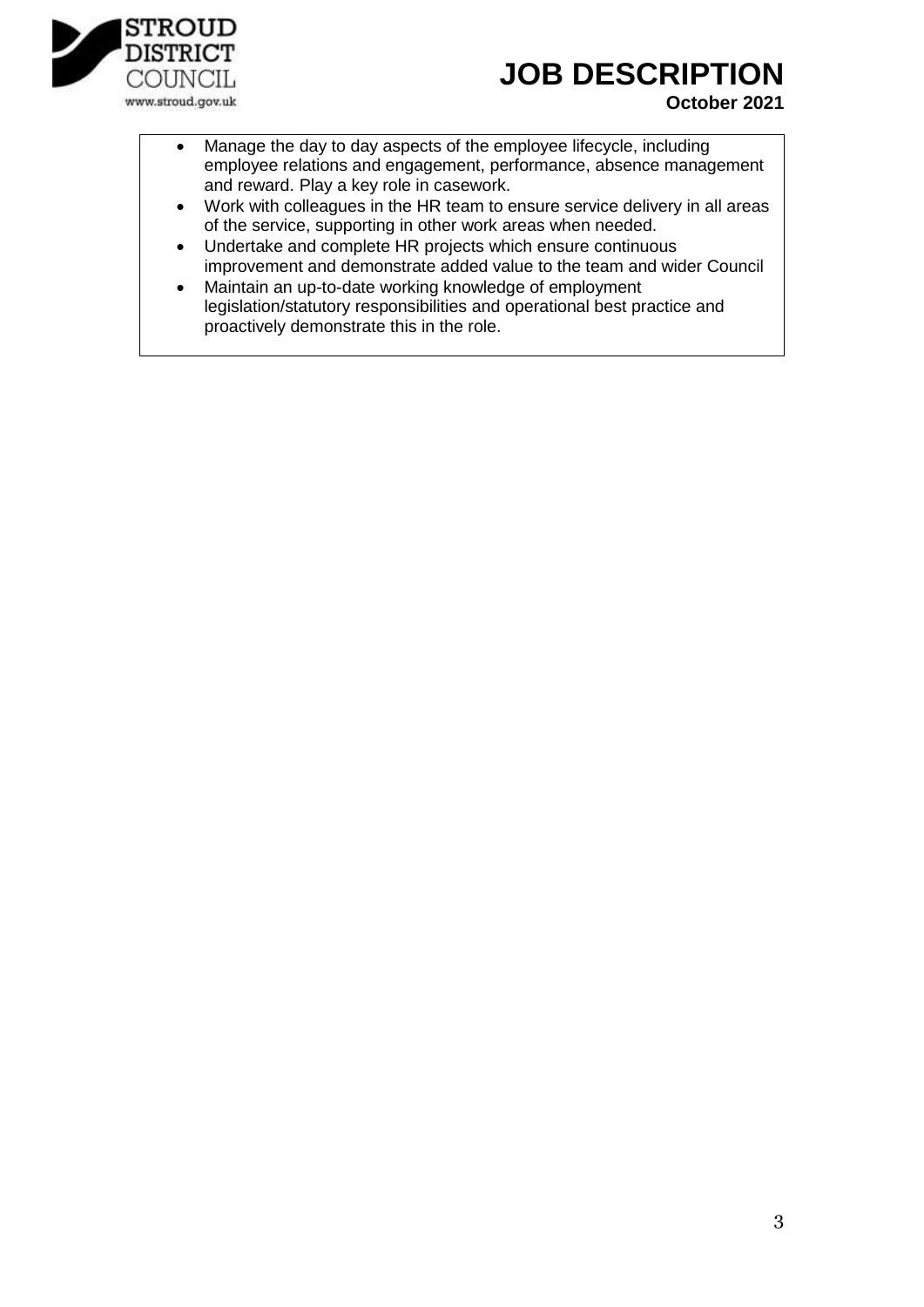- Manage the day to day aspects of the employee lifecycle, including employee relations and engagement, performance, absence management and reward. Play a key role in casework.
- Work with colleagues in the HR team to ensure service delivery in all areas of the service, supporting in other work areas when needed.
- Undertake and complete HR projects which ensure continuous improvement and demonstrate added value to the team and wider Council
- Maintain an up-to-date working knowledge of employment legislation/statutory responsibilities and operational best practice and proactively demonstrate this in the role.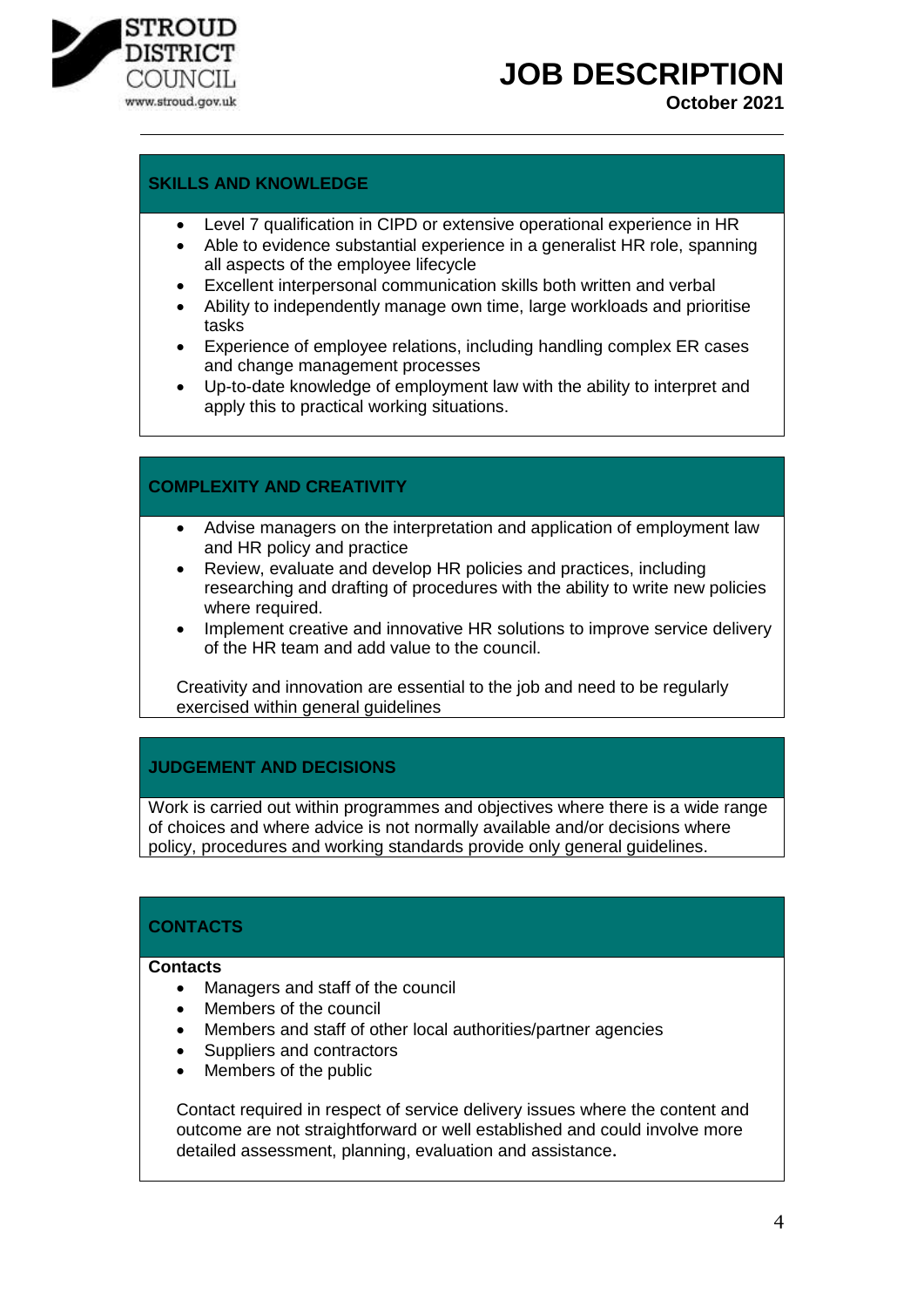## SKILLS AND KNOWLEDGE

- Level 7 qualification in CIPD or extensive operational experience in HR
- Able to evidence substantial experience in a generalist HR role, spanning all aspects of the employee lifecycle
- Excellent interpersonal communication skills both written and verbal
- Ability to independently manage own time, large workloads and prioritise tasks
- Experience of employee relations, including handling complex ER cases and change management processes
- Up-to-date knowledge of employment law with the ability to interpret and apply this to practical working situations.

## COMPLEXITY AND CREATIVITY

- Advise managers on the interpretation and application of employment law and HR policy and practice
- Review, evaluate and develop HR policies and practices, including researching and drafting of procedures with the ability to write new policies where required.
- Implement creative and innovative HR solutions to improve service delivery of the HR team and add value to the council.

Creativity and innovation are essential to the job and need to be regularly exercised within general guidelines

## JUDGEMENT AND DECISIONS

Work is carried out within programmes and objectives where there is a wide range of choices and where advice is not normally available and/or decisions where policy, procedures and working standards provide only general guidelines.

## CONTACTS

**Contacts**

- Managers and staff of the council
- Members of the council
- Members and staff of other local authorities/partner agencies
- Suppliers and contractors
- Members of the public

Contact required in respect of service delivery issues where the content and outcome are not straightforward or well established and could involve more detailed assessment, planning, evaluation and assistance.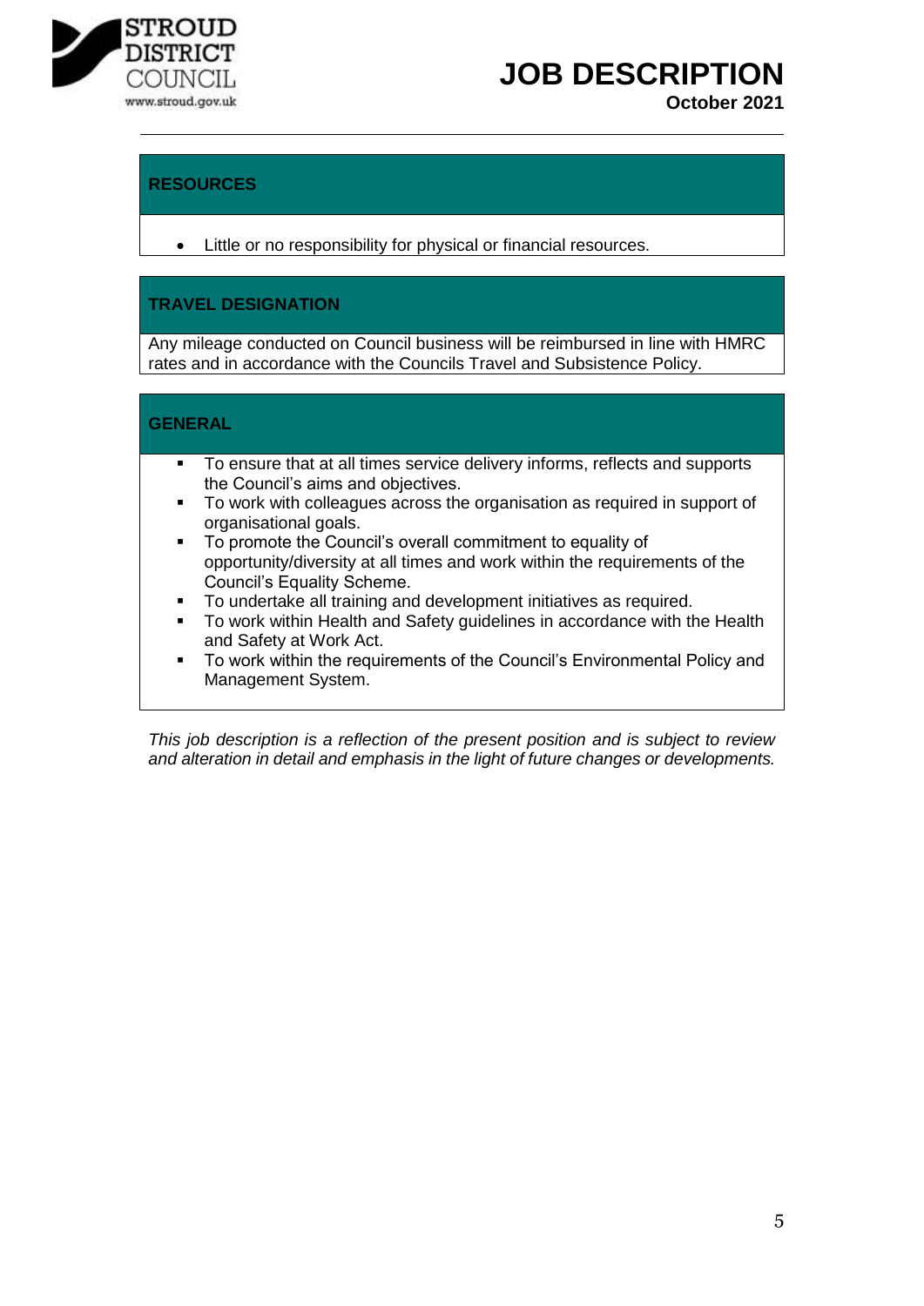## RESOURCES

- Little or no responsibility for physical or financial resources.

## TRAVEL DESIGNATION

Any mileage conducted on Council business will be reimbursed in line with HMRC rates and in accordance with the Councils Travel and Subsistence Policy.

## GENERAL

- To ensure that at all times service delivery informs, reflects and supports the Council's aims and objectives.
- To work with colleagues across the organisation as required in support of organisational goals.
- To promote the Council's overall commitment to equality of opportunity/diversity at all times and work within the requirements of the Council's Equality Scheme.
- To undertake all training and development initiatives as required.
- To work within Health and Safety guidelines in accordance with the Health and Safety at Work Act.
- To work within the requirements of the Council's Environmental Policy and Management System.

*This job description is a reflection of the present position and is subject to review and alteration in detail and emphasis in the light of future changes or developments.*